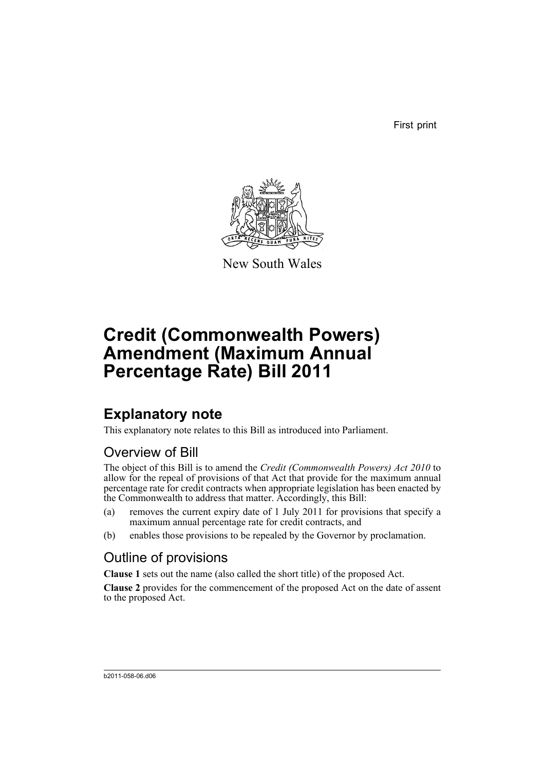First print

New South Wales

# Credit (Commonwealth Powers) Amendment (Maximum Annual Percentage Rate) Bill 2011

## Explanatory note

This explanatory note relates to this Bill as introduced into Parliament.

### Overview of Bill

The object of this Bill is to amend the *Credit (Commonwealth Powers) Act 2010* to allow for the repeal of provisions of that Act that provide for the maximum annual percentage rate for credit contracts when appropriate legislation has been enacted by the Commonwealth to address that matter. Accordingly, this Bill:

(a) removes the current expiry date of 1 July 2011 for provisions that specify a maximum annual percentage rate for credit contracts, and

(b) enables those provisions to be repealed by the Governor by proclamation.

### Outline of provisions

**Clause 1** sets out the name (also called the short title) of the proposed Act.

**Clause 2** provides for the commencement of the proposed Act on the date of assent to the proposed Act.

b2011-058-06.d06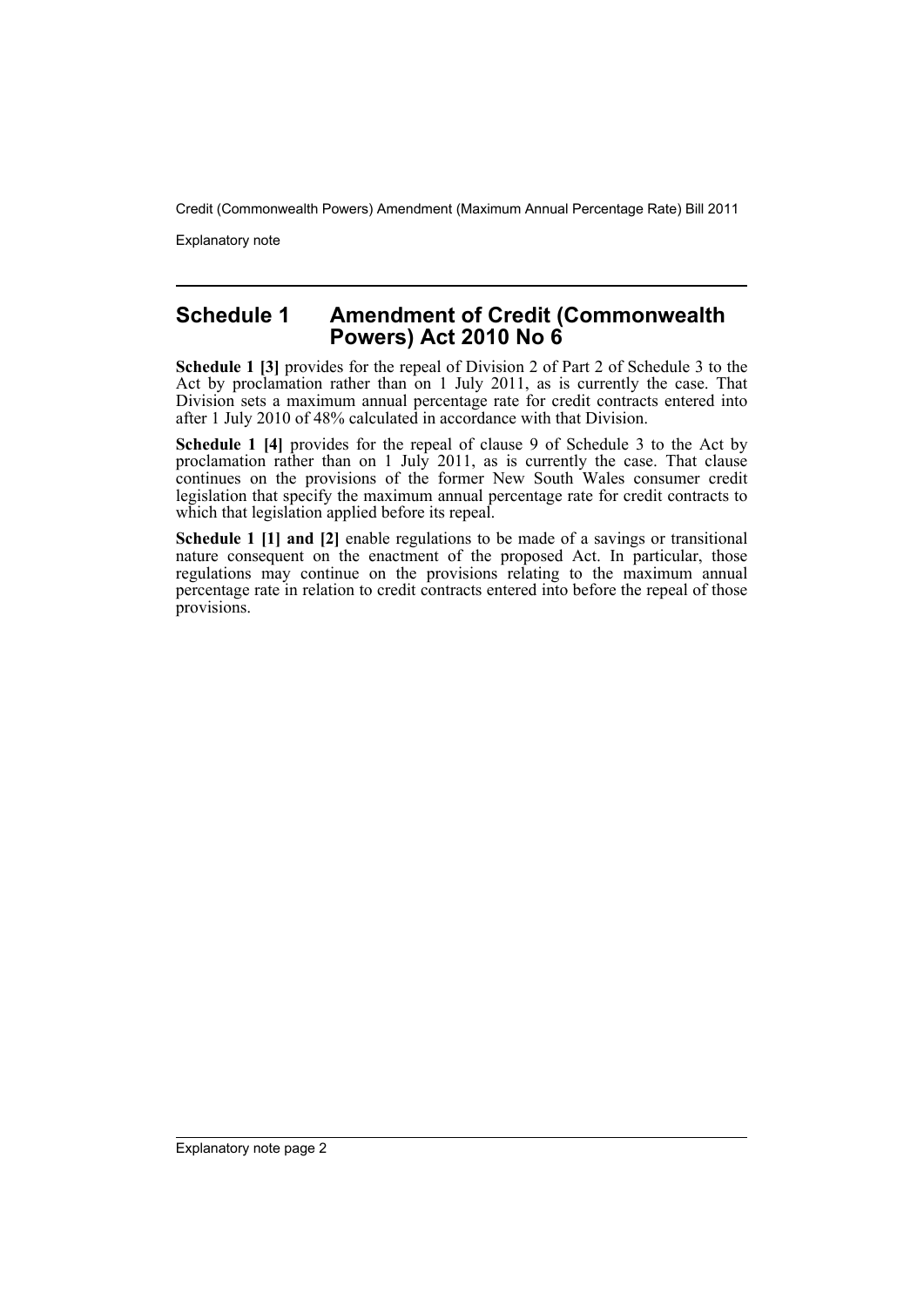## Schedule 1 Amendment of Credit (Commonwealth Powers) Act 2010 No 6

**Schedule 1 [3]** provides for the repeal of Division 2 of Part 2 of Schedule 3 to the Act by proclamation rather than on 1 July 2011, as is currently the case. That Division sets a maximum annual percentage rate for credit contracts entered into after 1 July 2010 of 48% calculated in accordance with that Division.

**Schedule 1 [4]** provides for the repeal of clause 9 of Schedule 3 to the Act by proclamation rather than on 1 July 2011, as is currently the case. That clause continues on the provisions of the former New South Wales consumer credit legislation that specify the maximum annual percentage rate for credit contracts to which that legislation applied before its repeal.

**Schedule 1 [1] and [2]** enable regulations to be made of a savings or transitional nature consequent on the enactment of the proposed Act. In particular, those regulations may continue on the provisions relating to the maximum annual percentage rate in relation to credit contracts entered into before the repeal of those provisions.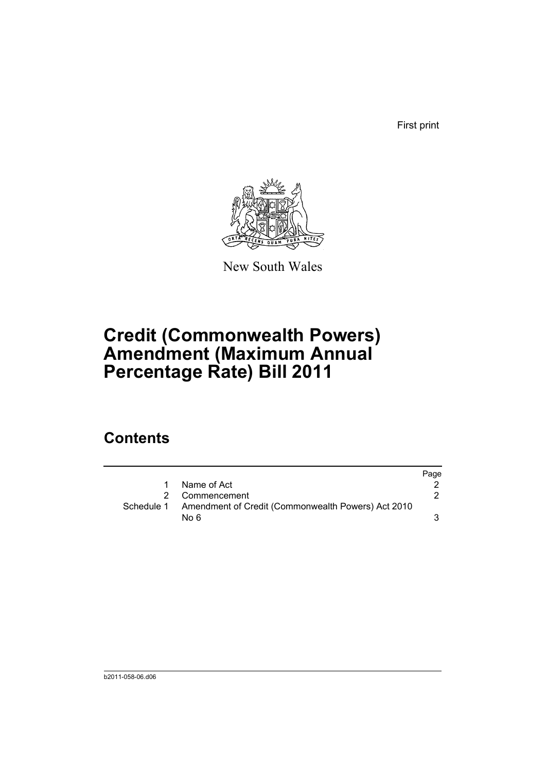First print

New South Wales

# Credit (Commonwealth Powers) Amendment (Maximum Annual Percentage Rate) Bill 2011

## Contents

| | | Page |
|---|---|---|
| 1 | Name of Act | 2 |
| 2 | Commencement | 2 |
| Schedule 1 | Amendment of Credit (Commonwealth Powers) Act 2010 No 6 | 3 |

b2011-058-06.d06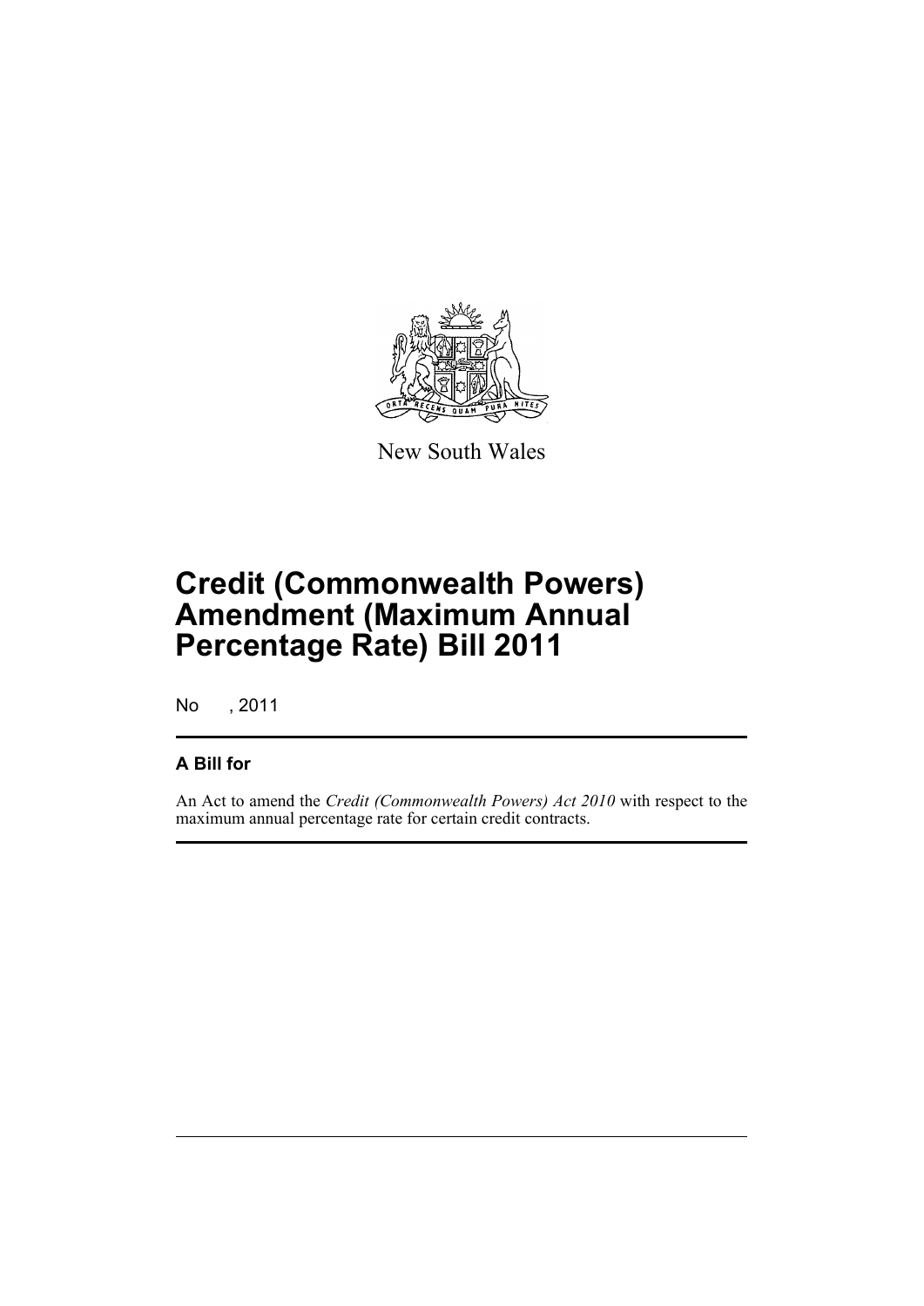New South Wales

# Credit (Commonwealth Powers) Amendment (Maximum Annual Percentage Rate) Bill 2011

No , 2011

## A Bill for

An Act to amend the *Credit (Commonwealth Powers) Act 2010* with respect to the maximum annual percentage rate for certain credit contracts.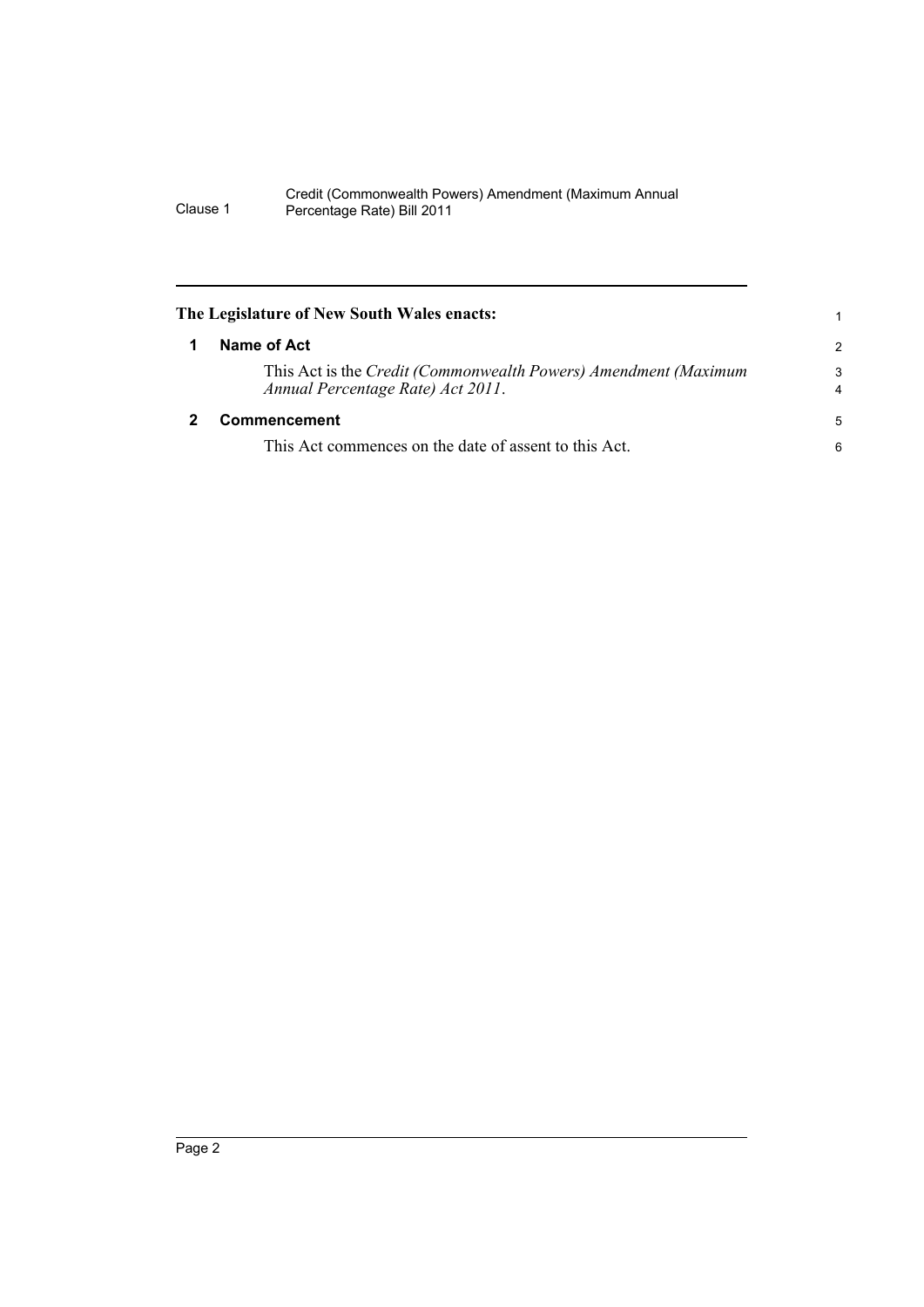**The Legislature of New South Wales enacts:**

## 1 Name of Act

This Act is the *Credit (Commonwealth Powers) Amendment (Maximum Annual Percentage Rate) Act 2011*.

## 2 Commencement

This Act commences on the date of assent to this Act.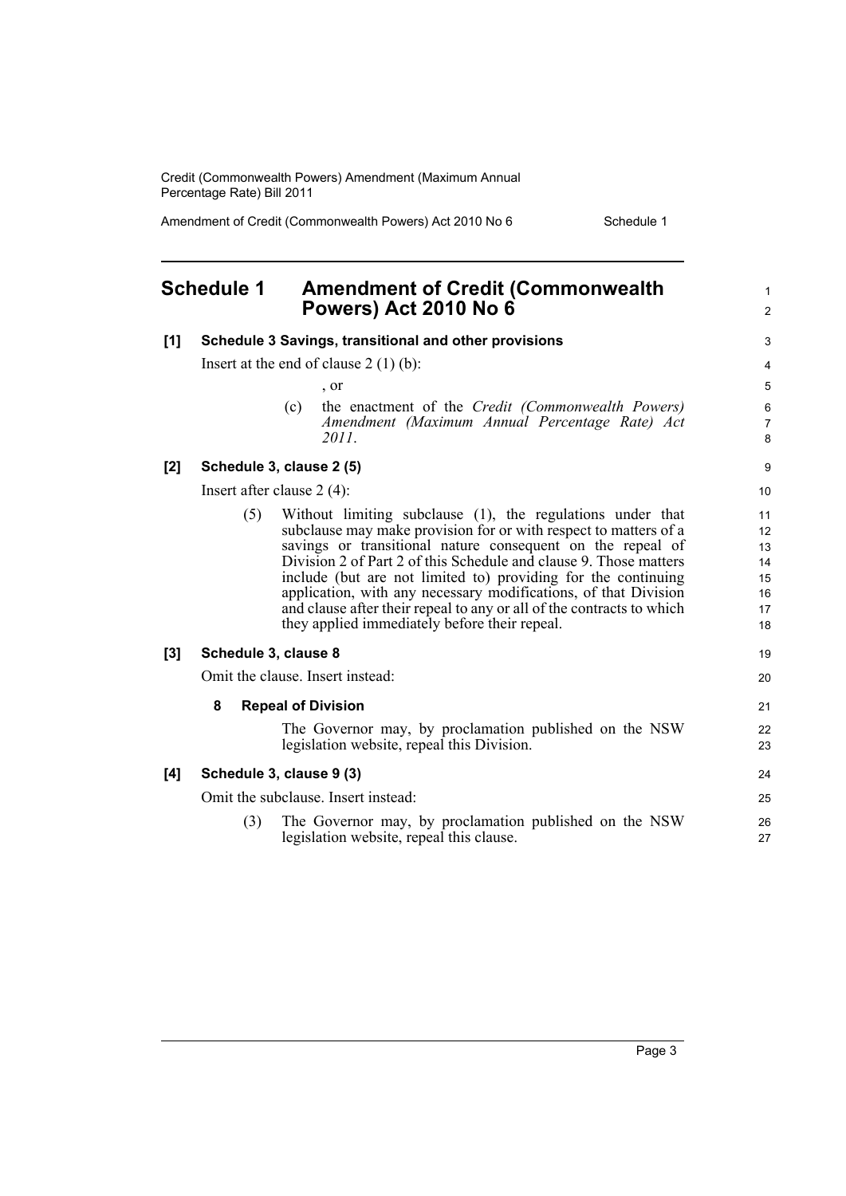## Schedule 1 Amendment of Credit (Commonwealth Powers) Act 2010 No 6

**[1] Schedule 3 Savings, transitional and other provisions**

Insert at the end of clause 2 (1) (b):

, or

(c) the enactment of the *Credit (Commonwealth Powers) Amendment (Maximum Annual Percentage Rate) Act 2011*.

**[2] Schedule 3, clause 2 (5)**

Insert after clause 2 (4):

(5) Without limiting subclause (1), the regulations under that subclause may make provision for or with respect to matters of a savings or transitional nature consequent on the repeal of Division 2 of Part 2 of this Schedule and clause 9. Those matters include (but are not limited to) providing for the continuing application, with any necessary modifications, of that Division and clause after their repeal to any or all of the contracts to which they applied immediately before their repeal.

**[3] Schedule 3, clause 8**

Omit the clause. Insert instead:

**8 Repeal of Division**

The Governor may, by proclamation published on the NSW legislation website, repeal this Division.

**[4] Schedule 3, clause 9 (3)**

Omit the subclause. Insert instead:

(3) The Governor may, by proclamation published on the NSW legislation website, repeal this clause.